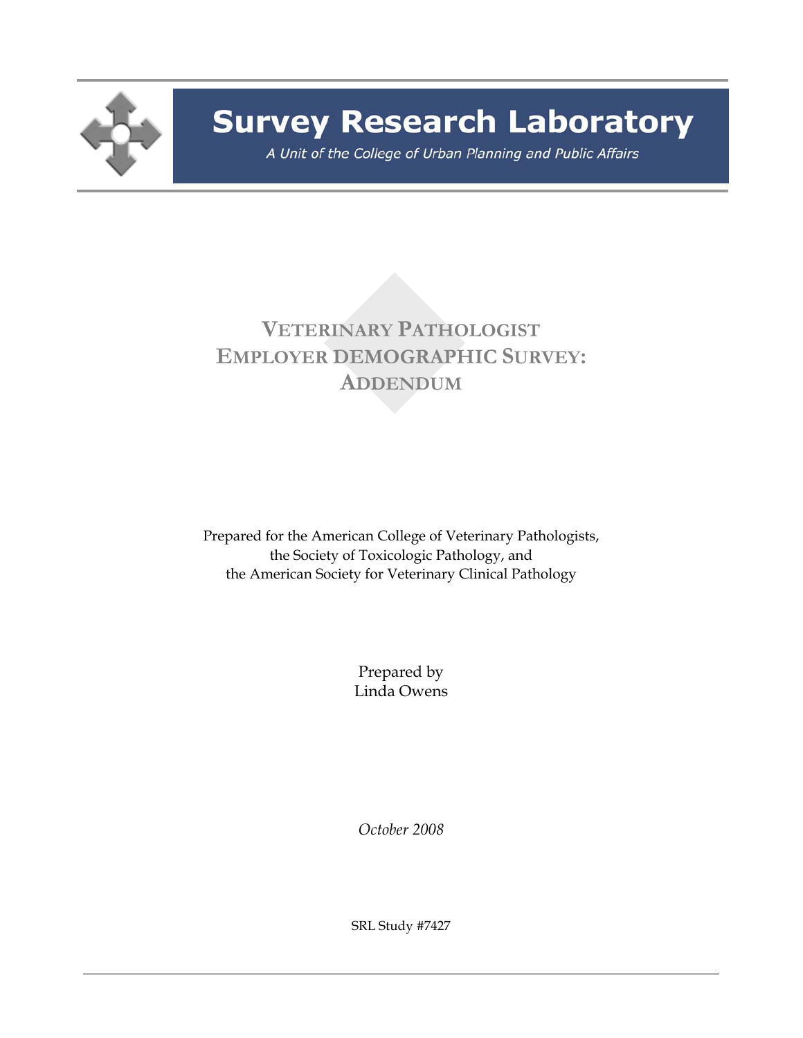# Survey Research Laboratory

*A Unit of the College of Urban Planning and Public Affairs*

# VETERINARY PATHOLOGIST EMPLOYER DEMOGRAPHIC SURVEY: ADDENDUM

Prepared for the American College of Veterinary Pathologists,
the Society of Toxicologic Pathology, and
the American Society for Veterinary Clinical Pathology

Prepared by
Linda Owens

*October 2008*

SRL Study #7427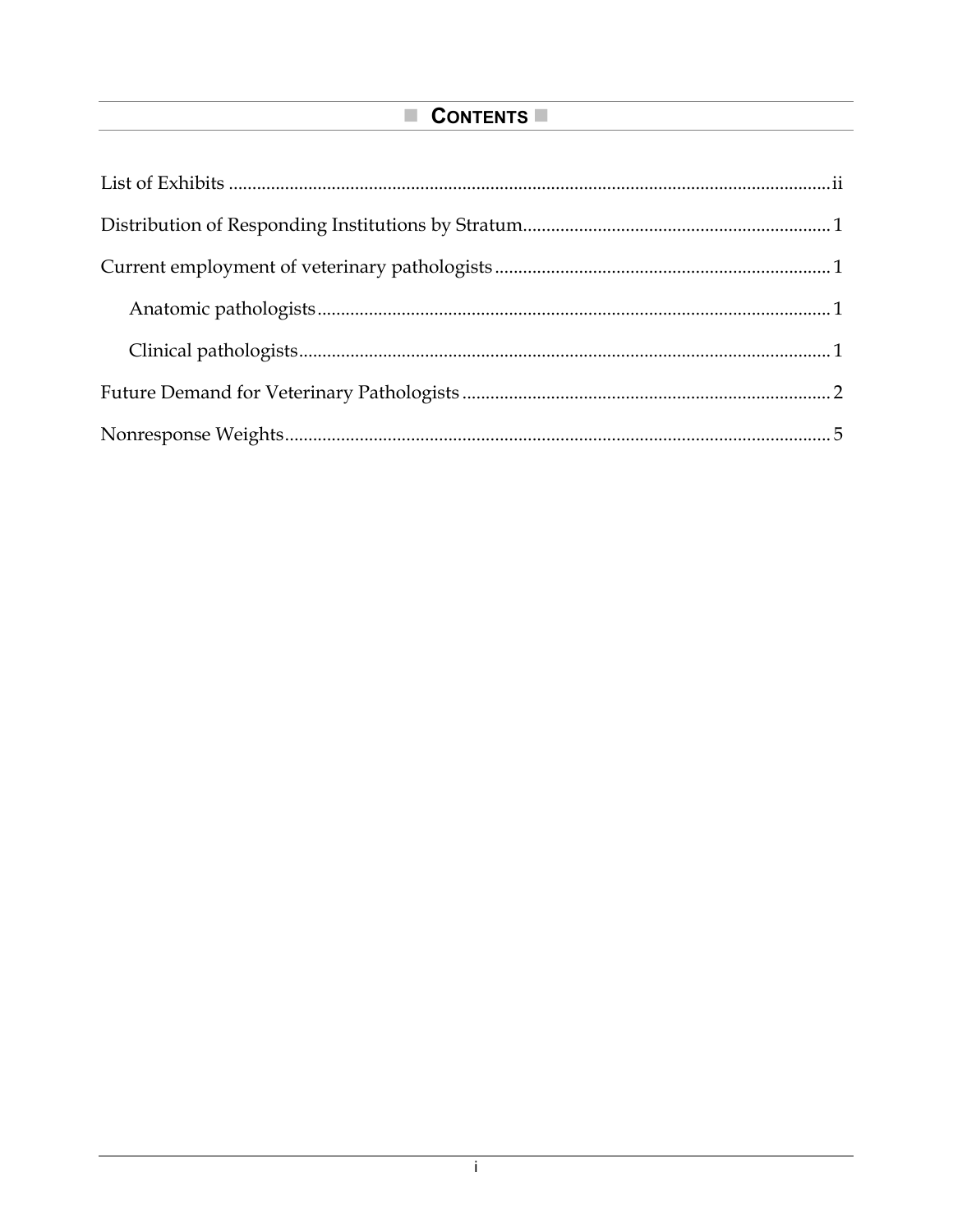# Contents

List of Exhibits ..... ii

Distribution of Responding Institutions by Stratum ..... 1

Current employment of veterinary pathologists ..... 1

- Anatomic pathologists ..... 1
- Clinical pathologists ..... 1

Future Demand for Veterinary Pathologists ..... 2

Nonresponse Weights ..... 5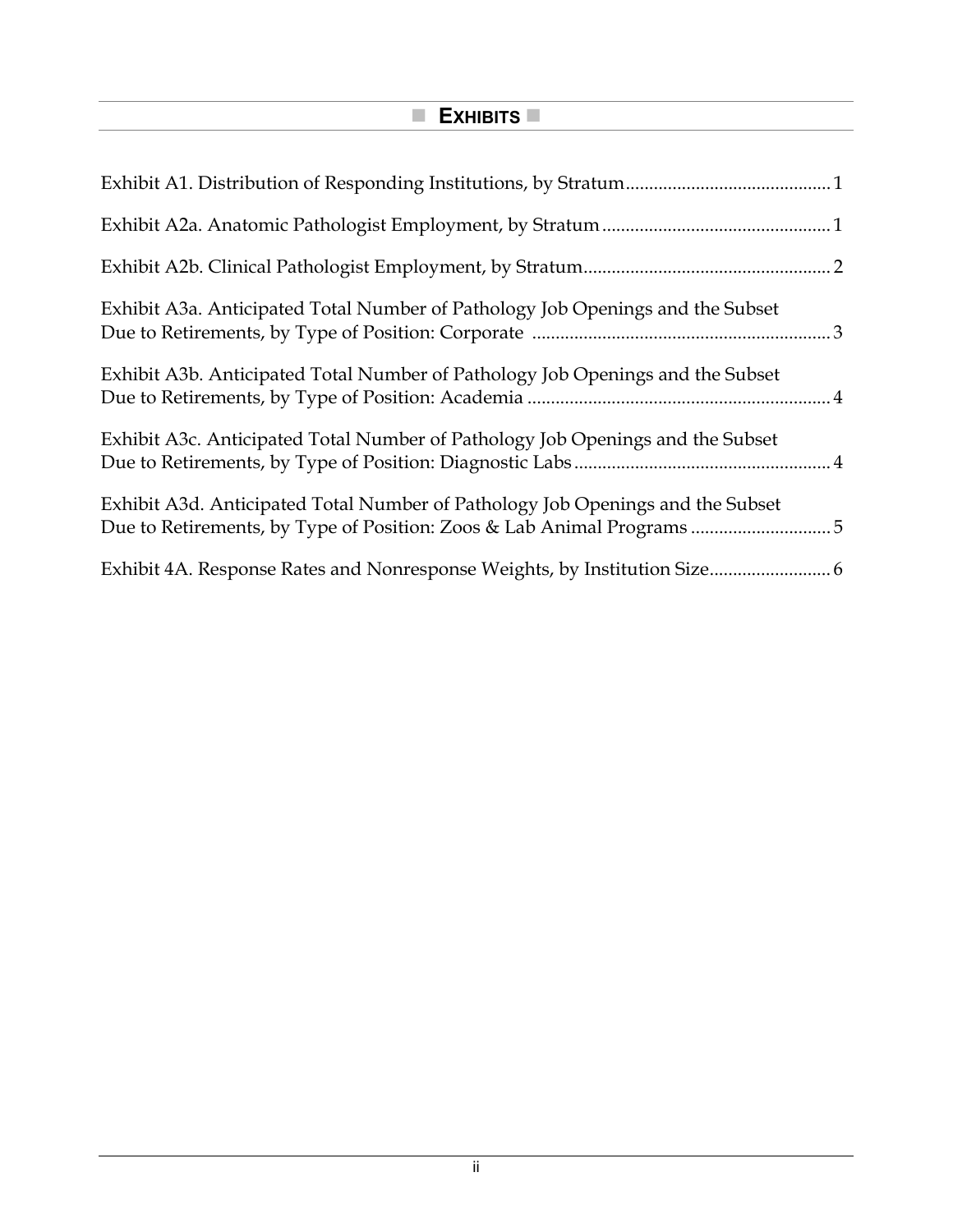# EXHIBITS

Exhibit A1. Distribution of Responding Institutions, by Stratum ... 1

Exhibit A2a. Anatomic Pathologist Employment, by Stratum ... 1

Exhibit A2b. Clinical Pathologist Employment, by Stratum ... 2

Exhibit A3a. Anticipated Total Number of Pathology Job Openings and the Subset Due to Retirements, by Type of Position: Corporate ... 3

Exhibit A3b. Anticipated Total Number of Pathology Job Openings and the Subset Due to Retirements, by Type of Position: Academia ... 4

Exhibit A3c. Anticipated Total Number of Pathology Job Openings and the Subset Due to Retirements, by Type of Position: Diagnostic Labs ... 4

Exhibit A3d. Anticipated Total Number of Pathology Job Openings and the Subset Due to Retirements, by Type of Position: Zoos & Lab Animal Programs ... 5

Exhibit 4A. Response Rates and Nonresponse Weights, by Institution Size ... 6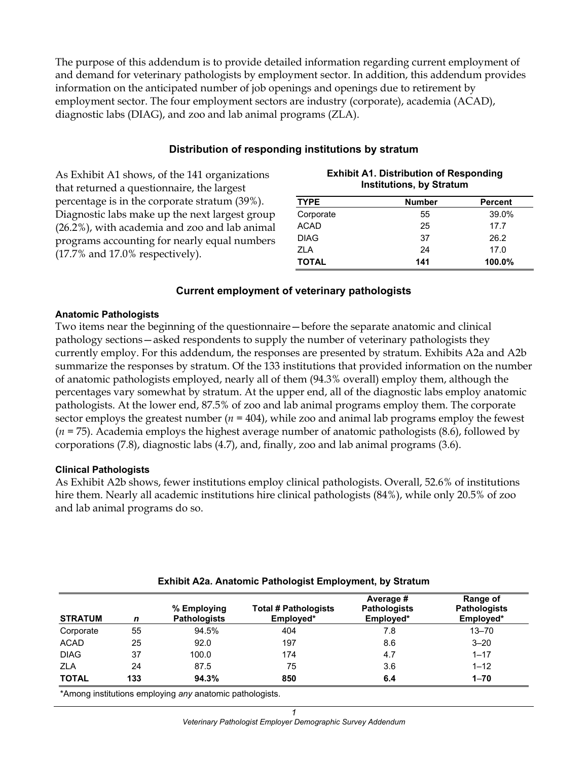The purpose of this addendum is to provide detailed information regarding current employment of and demand for veterinary pathologists by employment sector. In addition, this addendum provides information on the anticipated number of job openings and openings due to retirement by employment sector. The four employment sectors are industry (corporate), academia (ACAD), diagnostic labs (DIAG), and zoo and lab animal programs (ZLA).

### Distribution of responding institutions by stratum

As Exhibit A1 shows, of the 141 organizations that returned a questionnaire, the largest percentage is in the corporate stratum (39%). Diagnostic labs make up the next largest group (26.2%), with academia and zoo and lab animal programs accounting for nearly equal numbers (17.7% and 17.0% respectively).

**Exhibit A1. Distribution of Responding Institutions, by Stratum**

| TYPE | Number | Percent |
|---|---|---|
| Corporate | 55 | 39.0% |
| ACAD | 25 | 17.7 |
| DIAG | 37 | 26.2 |
| ZLA | 24 | 17.0 |
| **TOTAL** | **141** | **100.0%** |

### Current employment of veterinary pathologists

**Anatomic Pathologists**

Two items near the beginning of the questionnaire—before the separate anatomic and clinical pathology sections—asked respondents to supply the number of veterinary pathologists they currently employ. For this addendum, the responses are presented by stratum. Exhibits A2a and A2b summarize the responses by stratum. Of the 133 institutions that provided information on the number of anatomic pathologists employed, nearly all of them (94.3% overall) employ them, although the percentages vary somewhat by stratum. At the upper end, all of the diagnostic labs employ anatomic pathologists. At the lower end, 87.5% of zoo and lab animal programs employ them. The corporate sector employs the greatest number (*n* = 404), while zoo and animal lab programs employ the fewest (*n* = 75). Academia employs the highest average number of anatomic pathologists (8.6), followed by corporations (7.8), diagnostic labs (4.7), and, finally, zoo and lab animal programs (3.6).

**Clinical Pathologists**

As Exhibit A2b shows, fewer institutions employ clinical pathologists. Overall, 52.6% of institutions hire them. Nearly all academic institutions hire clinical pathologists (84%), while only 20.5% of zoo and lab animal programs do so.

**Exhibit A2a. Anatomic Pathologist Employment, by Stratum**

| STRATUM | *n* | % Employing Pathologists | Total # Pathologists Employed* | Average # Pathologists Employed* | Range of Pathologists Employed* |
|---|---|---|---|---|---|
| Corporate | 55 | 94.5% | 404 | 7.8 | 13–70 |
| ACAD | 25 | 92.0 | 197 | 8.6 | 3–20 |
| DIAG | 37 | 100.0 | 174 | 4.7 | 1–17 |
| ZLA | 24 | 87.5 | 75 | 3.6 | 1–12 |
| **TOTAL** | **133** | **94.3%** | **850** | **6.4** | **1–70** |

*Among institutions employing *any* anatomic pathologists.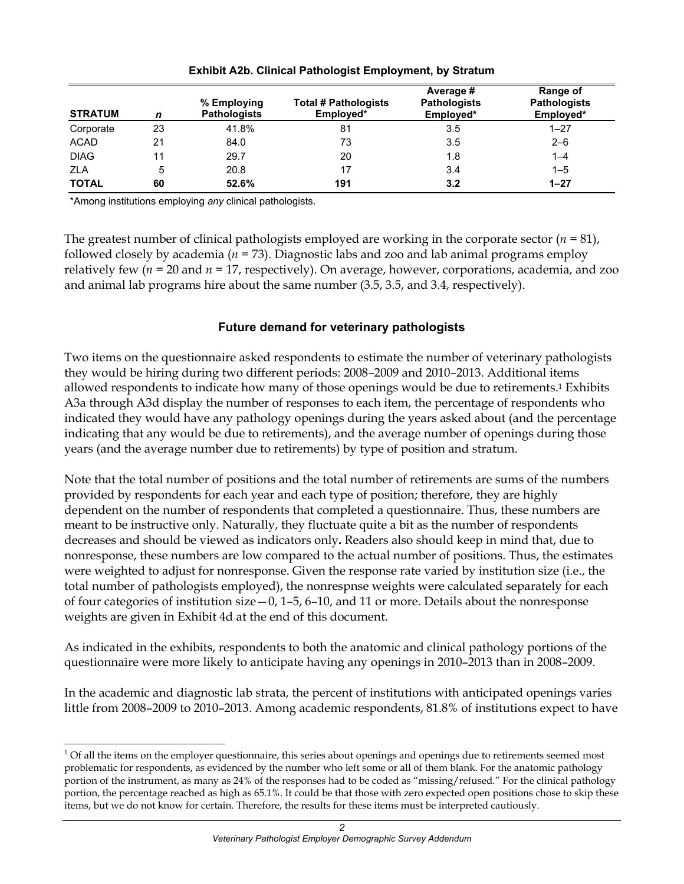**Exhibit A2b. Clinical Pathologist Employment, by Stratum**

| STRATUM | *n* | % Employing Pathologists | Total # Pathologists Employed* | Average # Pathologists Employed* | Range of Pathologists Employed* |
|---|---|---|---|---|---|
| Corporate | 23 | 41.8% | 81 | 3.5 | 1–27 |
| ACAD | 21 | 84.0 | 73 | 3.5 | 2–6 |
| DIAG | 11 | 29.7 | 20 | 1.8 | 1–4 |
| ZLA | 5 | 20.8 | 17 | 3.4 | 1–5 |
| **TOTAL** | **60** | **52.6%** | **191** | **3.2** | **1–27** |

*Among institutions employing *any* clinical pathologists.

The greatest number of clinical pathologists employed are working in the corporate sector (*n* = 81), followed closely by academia (*n* = 73). Diagnostic labs and zoo and lab animal programs employ relatively few (*n* = 20 and *n* = 17, respectively). On average, however, corporations, academia, and zoo and animal lab programs hire about the same number (3.5, 3.5, and 3.4, respectively).

### Future demand for veterinary pathologists

Two items on the questionnaire asked respondents to estimate the number of veterinary pathologists they would be hiring during two different periods: 2008–2009 and 2010–2013. Additional items allowed respondents to indicate how many of those openings would be due to retirements.[1] Exhibits A3a through A3d display the number of responses to each item, the percentage of respondents who indicated they would have any pathology openings during the years asked about (and the percentage indicating that any would be due to retirements), and the average number of openings during those years (and the average number due to retirements) by type of position and stratum.

Note that the total number of positions and the total number of retirements are sums of the numbers provided by respondents for each year and each type of position; therefore, they are highly dependent on the number of respondents that completed a questionnaire. Thus, these numbers are meant to be instructive only. Naturally, they fluctuate quite a bit as the number of respondents decreases and should be viewed as indicators only**.** Readers also should keep in mind that, due to nonresponse, these numbers are low compared to the actual number of positions. Thus, the estimates were weighted to adjust for nonresponse. Given the response rate varied by institution size (i.e., the total number of pathologists employed), the nonrespnse weights were calculated separately for each of four categories of institution size—0, 1–5, 6–10, and 11 or more. Details about the nonresponse weights are given in Exhibit 4d at the end of this document.

As indicated in the exhibits, respondents to both the anatomic and clinical pathology portions of the questionnaire were more likely to anticipate having any openings in 2010–2013 than in 2008–2009.

In the academic and diagnostic lab strata, the percent of institutions with anticipated openings varies little from 2008–2009 to 2010–2013. Among academic respondents, 81.8% of institutions expect to have

[1] Of all the items on the employer questionnaire, this series about openings and openings due to retirements seemed most problematic for respondents, as evidenced by the number who left some or all of them blank. For the anatomic pathology portion of the instrument, as many as 24% of the responses had to be coded as "missing/refused." For the clinical pathology portion, the percentage reached as high as 65.1%. It could be that those with zero expected open positions chose to skip these items, but we do not know for certain. Therefore, the results for these items must be interpreted cautiously.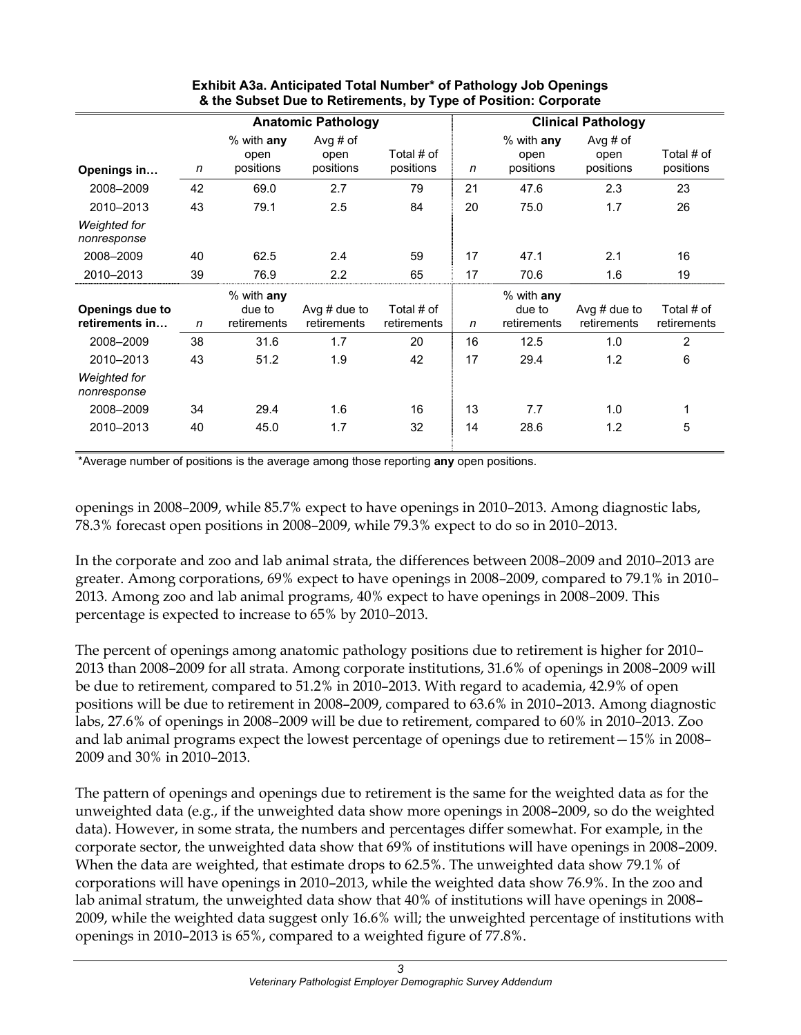**Exhibit A3a. Anticipated Total Number* of Pathology Job Openings & the Subset Due to Retirements, by Type of Position: Corporate**

| | Anatomic Pathology | | | | Clinical Pathology | | | |
|---|---|---|---|---|---|---|---|---|
| **Openings in…** | *n* | % with **any** open positions | Avg # of open positions | Total # of positions | *n* | % with **any** open positions | Avg # of open positions | Total # of positions |
| 2008–2009 | 42 | 69.0 | 2.7 | 79 | 21 | 47.6 | 2.3 | 23 |
| 2010–2013 | 43 | 79.1 | 2.5 | 84 | 20 | 75.0 | 1.7 | 26 |
| *Weighted for nonresponse* | | | | | | | | |
| 2008–2009 | 40 | 62.5 | 2.4 | 59 | 17 | 47.1 | 2.1 | 16 |
| 2010–2013 | 39 | 76.9 | 2.2 | 65 | 17 | 70.6 | 1.6 | 19 |
| **Openings due to retirements in…** | *n* | % with **any** due to retirements | Avg # due to retirements | Total # of retirements | *n* | % with **any** due to retirements | Avg # due to retirements | Total # of retirements |
| 2008–2009 | 38 | 31.6 | 1.7 | 20 | 16 | 12.5 | 1.0 | 2 |
| 2010–2013 | 43 | 51.2 | 1.9 | 42 | 17 | 29.4 | 1.2 | 6 |
| *Weighted for nonresponse* | | | | | | | | |
| 2008–2009 | 34 | 29.4 | 1.6 | 16 | 13 | 7.7 | 1.0 | 1 |
| 2010–2013 | 40 | 45.0 | 1.7 | 32 | 14 | 28.6 | 1.2 | 5 |

*Average number of positions is the average among those reporting **any** open positions.

openings in 2008–2009, while 85.7% expect to have openings in 2010–2013. Among diagnostic labs, 78.3% forecast open positions in 2008–2009, while 79.3% expect to do so in 2010–2013.

In the corporate and zoo and lab animal strata, the differences between 2008–2009 and 2010–2013 are greater. Among corporations, 69% expect to have openings in 2008–2009, compared to 79.1% in 2010–2013. Among zoo and lab animal programs, 40% expect to have openings in 2008–2009. This percentage is expected to increase to 65% by 2010–2013.

The percent of openings among anatomic pathology positions due to retirement is higher for 2010–2013 than 2008–2009 for all strata. Among corporate institutions, 31.6% of openings in 2008–2009 will be due to retirement, compared to 51.2% in 2010–2013. With regard to academia, 42.9% of open positions will be due to retirement in 2008–2009, compared to 63.6% in 2010–2013. Among diagnostic labs, 27.6% of openings in 2008–2009 will be due to retirement, compared to 60% in 2010–2013. Zoo and lab animal programs expect the lowest percentage of openings due to retirement—15% in 2008–2009 and 30% in 2010–2013.

The pattern of openings and openings due to retirement is the same for the weighted data as for the unweighted data (e.g., if the unweighted data show more openings in 2008–2009, so do the weighted data). However, in some strata, the numbers and percentages differ somewhat. For example, in the corporate sector, the unweighted data show that 69% of institutions will have openings in 2008–2009. When the data are weighted, that estimate drops to 62.5%. The unweighted data show 79.1% of corporations will have openings in 2010–2013, while the weighted data show 76.9%. In the zoo and lab animal stratum, the unweighted data show that 40% of institutions will have openings in 2008–2009, while the weighted data suggest only 16.6% will; the unweighted percentage of institutions with openings in 2010–2013 is 65%, compared to a weighted figure of 77.8%.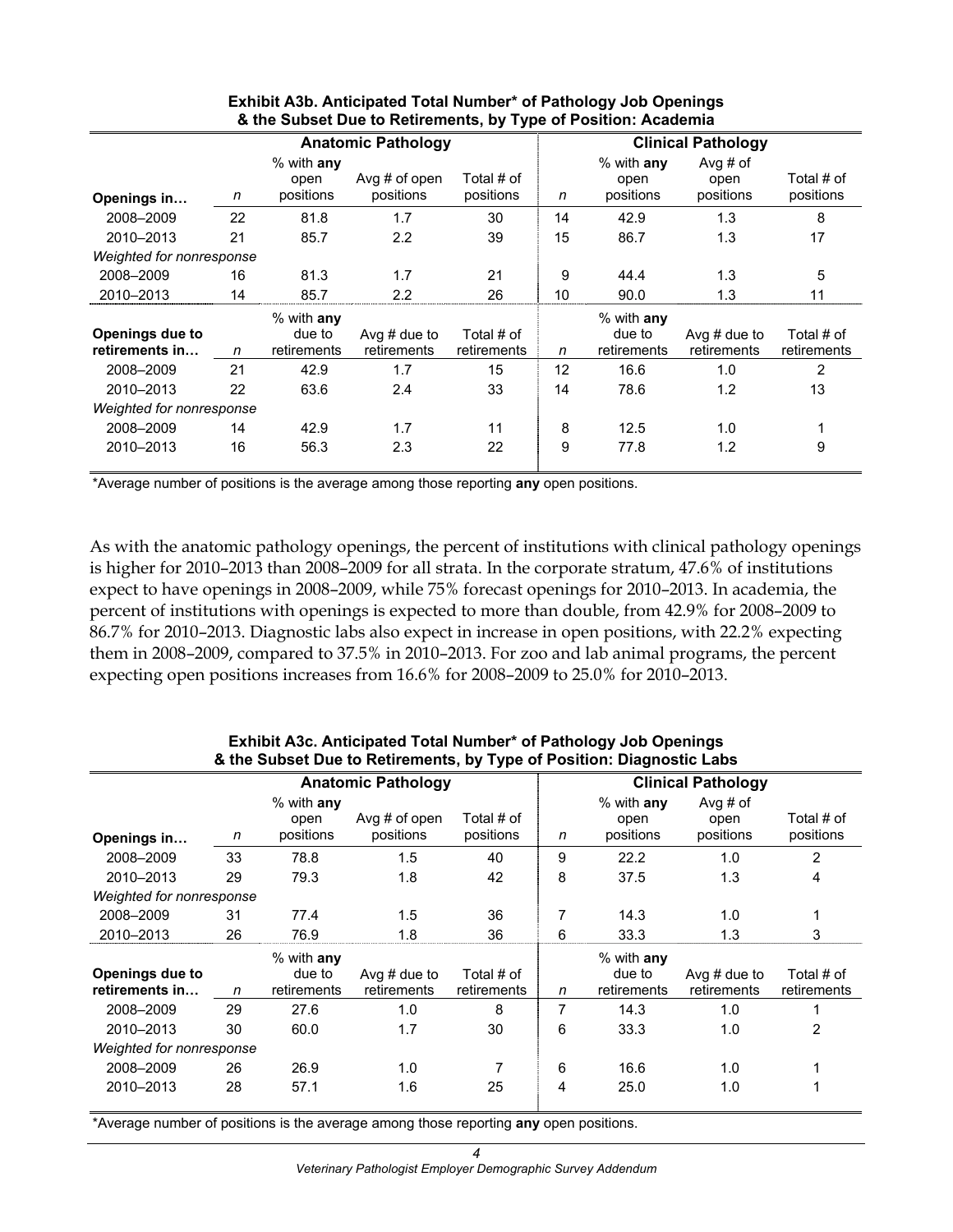**Exhibit A3b. Anticipated Total Number* of Pathology Job Openings & the Subset Due to Retirements, by Type of Position: Academia**

| | Anatomic Pathology | | | | Clinical Pathology | | | |
|---|---|---|---|---|---|---|---|---|
| **Openings in…** | *n* | % with **any** open positions | Avg # of open positions | Total # of positions | *n* | % with **any** open positions | Avg # of open positions | Total # of positions |
| 2008–2009 | 22 | 81.8 | 1.7 | 30 | 14 | 42.9 | 1.3 | 8 |
| 2010–2013 | 21 | 85.7 | 2.2 | 39 | 15 | 86.7 | 1.3 | 17 |
| *Weighted for nonresponse* | | | | | | | | |
| 2008–2009 | 16 | 81.3 | 1.7 | 21 | 9 | 44.4 | 1.3 | 5 |
| 2010–2013 | 14 | 85.7 | 2.2 | 26 | 10 | 90.0 | 1.3 | 11 |
| **Openings due to retirements in…** | *n* | % with **any** due to retirements | Avg # due to retirements | Total # of retirements | *n* | % with **any** due to retirements | Avg # due to retirements | Total # of retirements |
| 2008–2009 | 21 | 42.9 | 1.7 | 15 | 12 | 16.6 | 1.0 | 2 |
| 2010–2013 | 22 | 63.6 | 2.4 | 33 | 14 | 78.6 | 1.2 | 13 |
| *Weighted for nonresponse* | | | | | | | | |
| 2008–2009 | 14 | 42.9 | 1.7 | 11 | 8 | 12.5 | 1.0 | 1 |
| 2010–2013 | 16 | 56.3 | 2.3 | 22 | 9 | 77.8 | 1.2 | 9 |

*Average number of positions is the average among those reporting **any** open positions.

As with the anatomic pathology openings, the percent of institutions with clinical pathology openings is higher for 2010–2013 than 2008–2009 for all strata. In the corporate stratum, 47.6% of institutions expect to have openings in 2008–2009, while 75% forecast openings for 2010–2013. In academia, the percent of institutions with openings is expected to more than double, from 42.9% for 2008–2009 to 86.7% for 2010–2013. Diagnostic labs also expect in increase in open positions, with 22.2% expecting them in 2008–2009, compared to 37.5% in 2010–2013. For zoo and lab animal programs, the percent expecting open positions increases from 16.6% for 2008–2009 to 25.0% for 2010–2013.

**Exhibit A3c. Anticipated Total Number* of Pathology Job Openings & the Subset Due to Retirements, by Type of Position: Diagnostic Labs**

| | Anatomic Pathology | | | | Clinical Pathology | | | |
|---|---|---|---|---|---|---|---|---|
| **Openings in…** | *n* | % with **any** open positions | Avg # of open positions | Total # of positions | *n* | % with **any** open positions | Avg # of open positions | Total # of positions |
| 2008–2009 | 33 | 78.8 | 1.5 | 40 | 9 | 22.2 | 1.0 | 2 |
| 2010–2013 | 29 | 79.3 | 1.8 | 42 | 8 | 37.5 | 1.3 | 4 |
| *Weighted for nonresponse* | | | | | | | | |
| 2008–2009 | 31 | 77.4 | 1.5 | 36 | 7 | 14.3 | 1.0 | 1 |
| 2010–2013 | 26 | 76.9 | 1.8 | 36 | 6 | 33.3 | 1.3 | 3 |
| **Openings due to retirements in…** | *n* | % with **any** due to retirements | Avg # due to retirements | Total # of retirements | *n* | % with **any** due to retirements | Avg # due to retirements | Total # of retirements |
| 2008–2009 | 29 | 27.6 | 1.0 | 8 | 7 | 14.3 | 1.0 | 1 |
| 2010–2013 | 30 | 60.0 | 1.7 | 30 | 6 | 33.3 | 1.0 | 2 |
| *Weighted for nonresponse* | | | | | | | | |
| 2008–2009 | 26 | 26.9 | 1.0 | 7 | 6 | 16.6 | 1.0 | 1 |
| 2010–2013 | 28 | 57.1 | 1.6 | 25 | 4 | 25.0 | 1.0 | 1 |

*Average number of positions is the average among those reporting **any** open positions.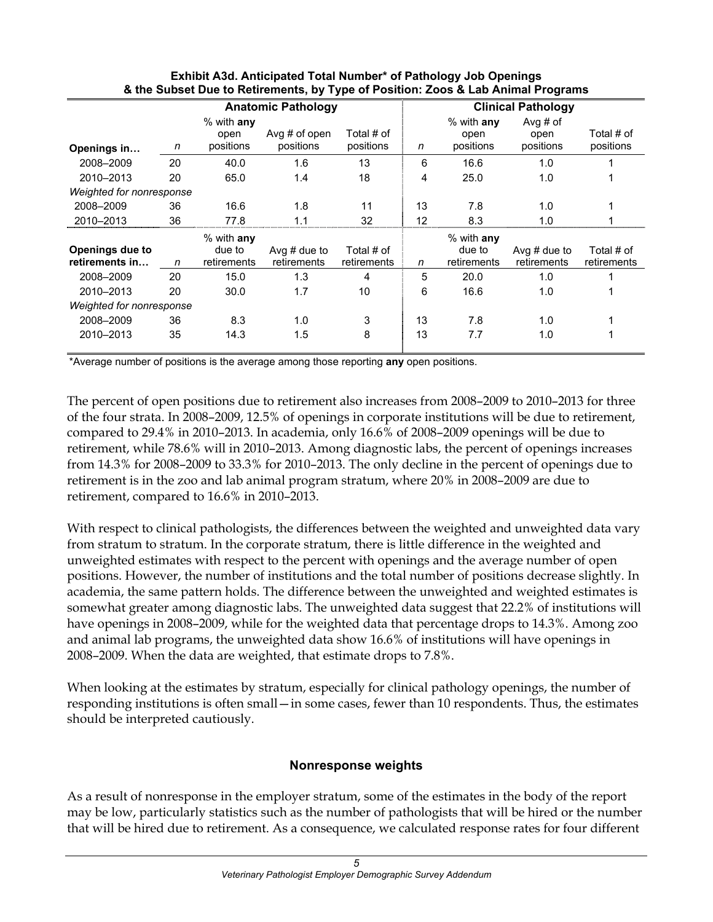**Exhibit A3d. Anticipated Total Number* of Pathology Job Openings & the Subset Due to Retirements, by Type of Position: Zoos & Lab Animal Programs**

| | Anatomic Pathology | | | | Clinical Pathology | | | |
|---|---|---|---|---|---|---|---|---|
| **Openings in…** | *n* | % with **any** open positions | Avg # of open positions | Total # of positions | *n* | % with **any** open positions | Avg # of open positions | Total # of positions |
| 2008–2009 | 20 | 40.0 | 1.6 | 13 | 6 | 16.6 | 1.0 | 1 |
| 2010–2013 | 20 | 65.0 | 1.4 | 18 | 4 | 25.0 | 1.0 | 1 |
| *Weighted for nonresponse* | | | | | | | | |
| 2008–2009 | 36 | 16.6 | 1.8 | 11 | 13 | 7.8 | 1.0 | 1 |
| 2010–2013 | 36 | 77.8 | 1.1 | 32 | 12 | 8.3 | 1.0 | 1 |
| **Openings due to retirements in…** | *n* | % with **any** due to retirements | Avg # due to retirements | Total # of retirements | *n* | % with **any** due to retirements | Avg # due to retirements | Total # of retirements |
| 2008–2009 | 20 | 15.0 | 1.3 | 4 | 5 | 20.0 | 1.0 | 1 |
| 2010–2013 | 20 | 30.0 | 1.7 | 10 | 6 | 16.6 | 1.0 | 1 |
| *Weighted for nonresponse* | | | | | | | | |
| 2008–2009 | 36 | 8.3 | 1.0 | 3 | 13 | 7.8 | 1.0 | 1 |
| 2010–2013 | 35 | 14.3 | 1.5 | 8 | 13 | 7.7 | 1.0 | 1 |

*Average number of positions is the average among those reporting **any** open positions.

The percent of open positions due to retirement also increases from 2008–2009 to 2010–2013 for three of the four strata. In 2008–2009, 12.5% of openings in corporate institutions will be due to retirement, compared to 29.4% in 2010–2013. In academia, only 16.6% of 2008–2009 openings will be due to retirement, while 78.6% will in 2010–2013. Among diagnostic labs, the percent of openings increases from 14.3% for 2008–2009 to 33.3% for 2010–2013. The only decline in the percent of openings due to retirement is in the zoo and lab animal program stratum, where 20% in 2008–2009 are due to retirement, compared to 16.6% in 2010–2013.

With respect to clinical pathologists, the differences between the weighted and unweighted data vary from stratum to stratum. In the corporate stratum, there is little difference in the weighted and unweighted estimates with respect to the percent with openings and the average number of open positions. However, the number of institutions and the total number of positions decrease slightly. In academia, the same pattern holds. The difference between the unweighted and weighted estimates is somewhat greater among diagnostic labs. The unweighted data suggest that 22.2% of institutions will have openings in 2008–2009, while for the weighted data that percentage drops to 14.3%. Among zoo and animal lab programs, the unweighted data show 16.6% of institutions will have openings in 2008–2009. When the data are weighted, that estimate drops to 7.8%.

When looking at the estimates by stratum, especially for clinical pathology openings, the number of responding institutions is often small—in some cases, fewer than 10 respondents. Thus, the estimates should be interpreted cautiously.

## Nonresponse weights

As a result of nonresponse in the employer stratum, some of the estimates in the body of the report may be low, particularly statistics such as the number of pathologists that will be hired or the number that will be hired due to retirement. As a consequence, we calculated response rates for four different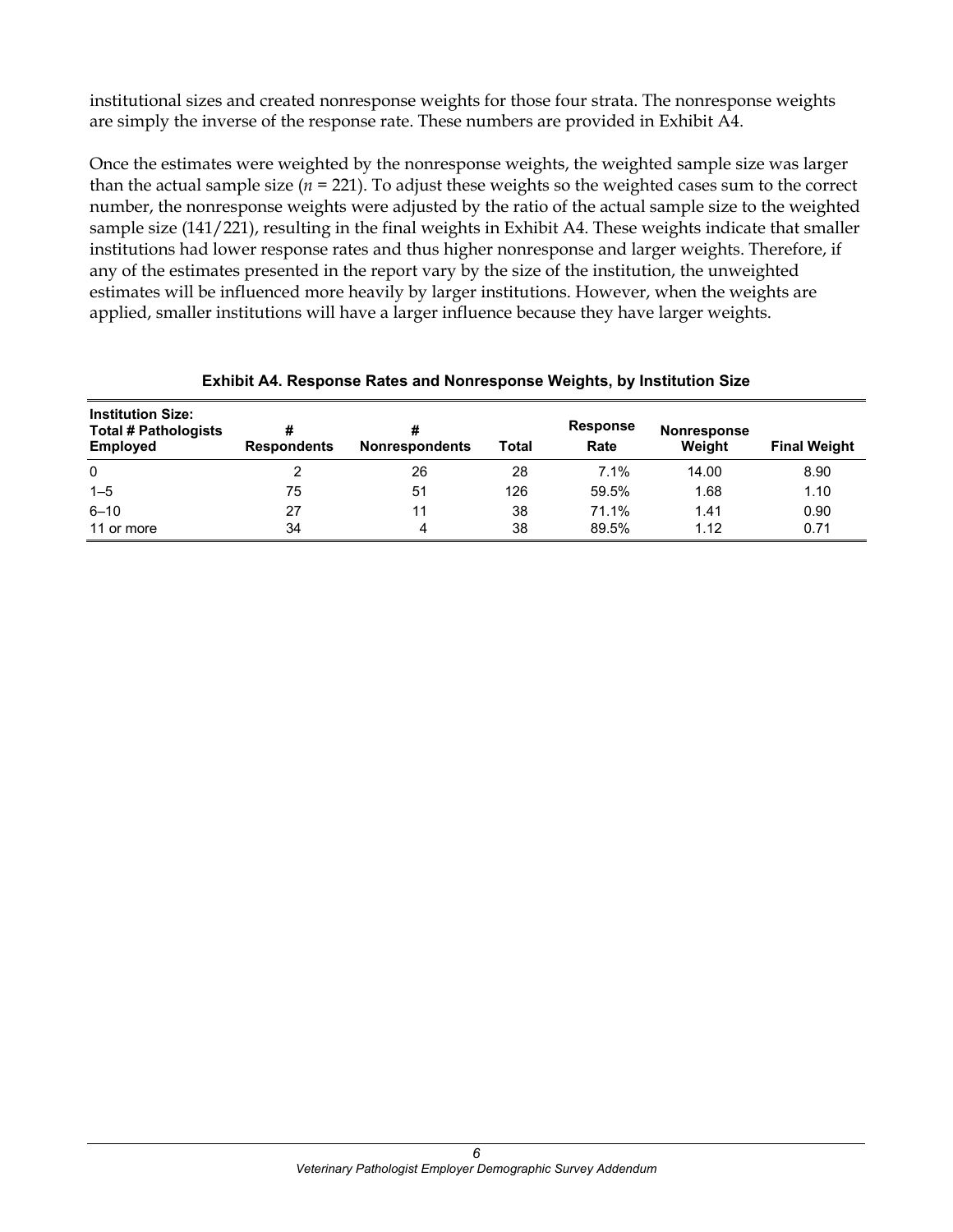institutional sizes and created nonresponse weights for those four strata. The nonresponse weights are simply the inverse of the response rate. These numbers are provided in Exhibit A4.

Once the estimates were weighted by the nonresponse weights, the weighted sample size was larger than the actual sample size ($n$ = 221). To adjust these weights so the weighted cases sum to the correct number, the nonresponse weights were adjusted by the ratio of the actual sample size to the weighted sample size (141/221), resulting in the final weights in Exhibit A4. These weights indicate that smaller institutions had lower response rates and thus higher nonresponse and larger weights. Therefore, if any of the estimates presented in the report vary by the size of the institution, the unweighted estimates will be influenced more heavily by larger institutions. However, when the weights are applied, smaller institutions will have a larger influence because they have larger weights.

**Exhibit A4. Response Rates and Nonresponse Weights, by Institution Size**

| Institution Size: Total # Pathologists Employed | # Respondents | # Nonrespondents | Total | Response Rate | Nonresponse Weight | Final Weight |
|---|---|---|---|---|---|---|
| 0 | 2 | 26 | 28 | 7.1% | 14.00 | 8.90 |
| 1–5 | 75 | 51 | 126 | 59.5% | 1.68 | 1.10 |
| 6–10 | 27 | 11 | 38 | 71.1% | 1.41 | 0.90 |
| 11 or more | 34 | 4 | 38 | 89.5% | 1.12 | 0.71 |